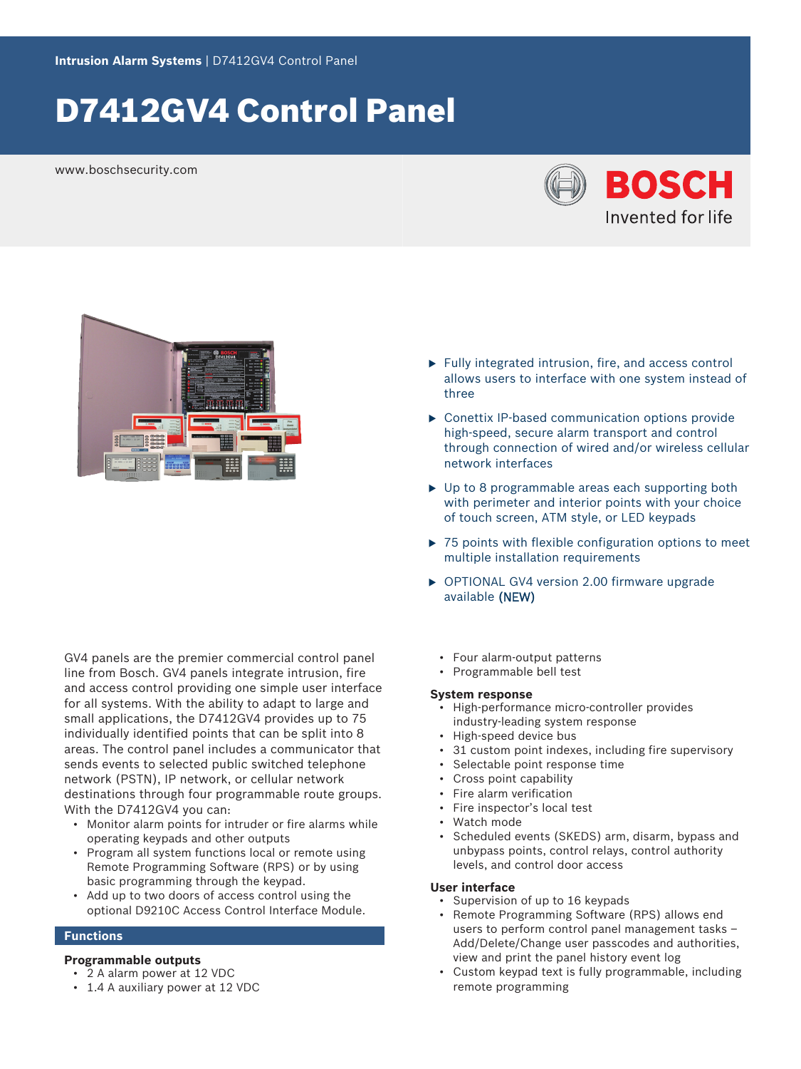**Intrusion Alarm Systems** | D7412GV4 Control Panel

# D7412GV4 Control Panel

www.boschsecurity.com

**BOSCH**
Invented for life

- Fully integrated intrusion, fire, and access control allows users to interface with one system instead of three
- Conettix IP-based communication options provide high-speed, secure alarm transport and control through connection of wired and/or wireless cellular network interfaces
- Up to 8 programmable areas each supporting both with perimeter and interior points with your choice of touch screen, ATM style, or LED keypads
- 75 points with flexible configuration options to meet multiple installation requirements
- OPTIONAL GV4 version 2.00 firmware upgrade available **(NEW)**

GV4 panels are the premier commercial control panel line from Bosch. GV4 panels integrate intrusion, fire and access control providing one simple user interface for all systems. With the ability to adapt to large and small applications, the D7412GV4 provides up to 75 individually identified points that can be split into 8 areas. The control panel includes a communicator that sends events to selected public switched telephone network (PSTN), IP network, or cellular network destinations through four programmable route groups. With the D7412GV4 you can:

- Monitor alarm points for intruder or fire alarms while operating keypads and other outputs
- Program all system functions local or remote using Remote Programming Software (RPS) or by using basic programming through the keypad.
- Add up to two doors of access control using the optional D9210C Access Control Interface Module.

## Functions

### Programmable outputs

- 2 A alarm power at 12 VDC
- 1.4 A auxiliary power at 12 VDC
- Four alarm-output patterns
- Programmable bell test

### System response

- High-performance micro-controller provides industry-leading system response
- High-speed device bus
- 31 custom point indexes, including fire supervisory
- Selectable point response time
- Cross point capability
- Fire alarm verification
- Fire inspector's local test
- Watch mode
- Scheduled events (SKEDS) arm, disarm, bypass and unbypass points, control relays, control authority levels, and control door access

### User interface

- Supervision of up to 16 keypads
- Remote Programming Software (RPS) allows end users to perform control panel management tasks – Add/Delete/Change user passcodes and authorities, view and print the panel history event log
- Custom keypad text is fully programmable, including remote programming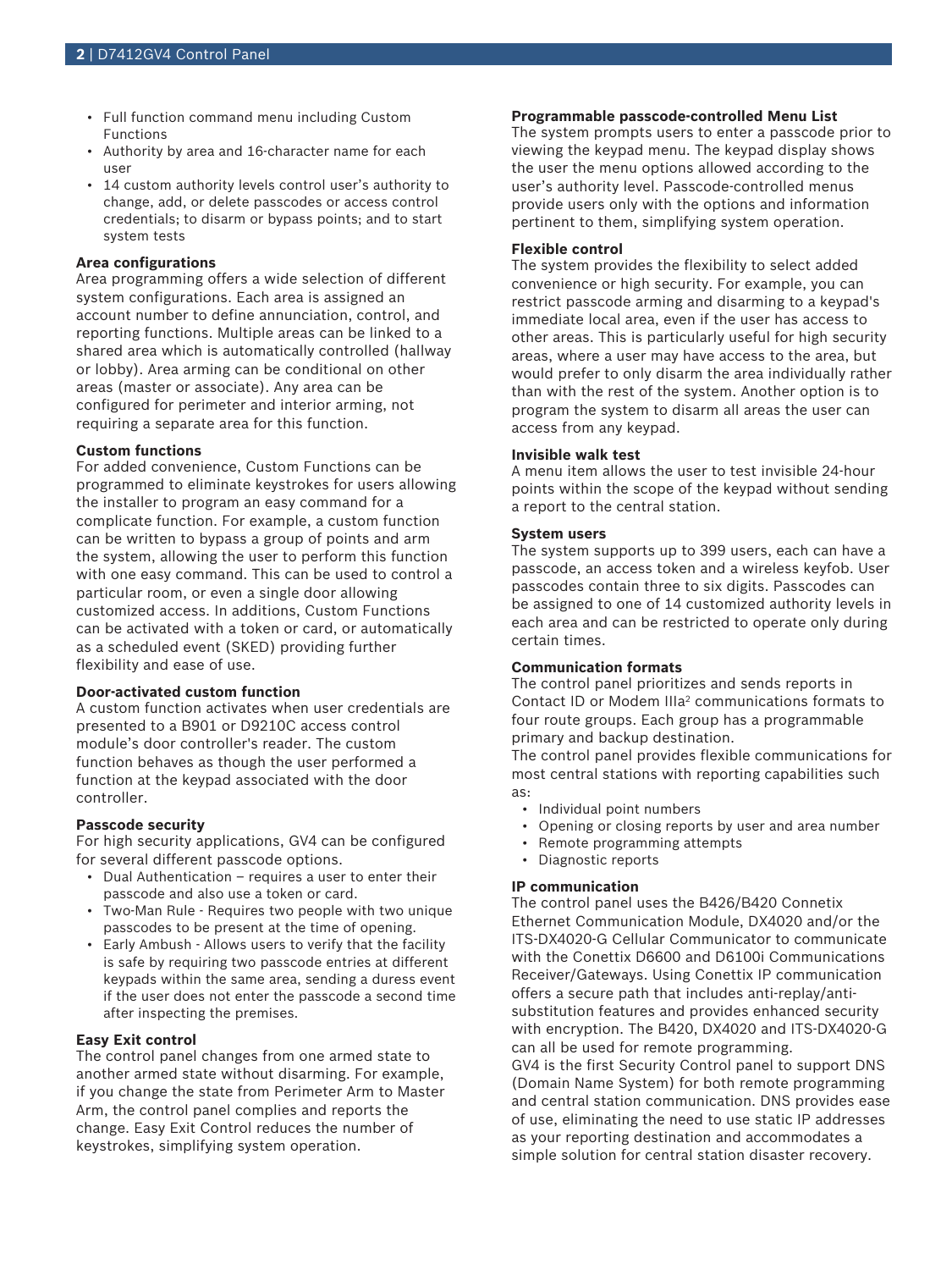- Full function command menu including Custom Functions
- Authority by area and 16-character name for each user
- 14 custom authority levels control user's authority to change, add, or delete passcodes or access control credentials; to disarm or bypass points; and to start system tests

**Area configurations**
Area programming offers a wide selection of different system configurations. Each area is assigned an account number to define annunciation, control, and reporting functions. Multiple areas can be linked to a shared area which is automatically controlled (hallway or lobby). Area arming can be conditional on other areas (master or associate). Any area can be configured for perimeter and interior arming, not requiring a separate area for this function.

**Custom functions**
For added convenience, Custom Functions can be programmed to eliminate keystrokes for users allowing the installer to program an easy command for a complicate function. For example, a custom function can be written to bypass a group of points and arm the system, allowing the user to perform this function with one easy command. This can be used to control a particular room, or even a single door allowing customized access. In additions, Custom Functions can be activated with a token or card, or automatically as a scheduled event (SKED) providing further flexibility and ease of use.

**Door-activated custom function**
A custom function activates when user credentials are presented to a B901 or D9210C access control module's door controller's reader. The custom function behaves as though the user performed a function at the keypad associated with the door controller.

**Passcode security**
For high security applications, GV4 can be configured for several different passcode options.

- Dual Authentication – requires a user to enter their passcode and also use a token or card.
- Two-Man Rule - Requires two people with two unique passcodes to be present at the time of opening.
- Early Ambush - Allows users to verify that the facility is safe by requiring two passcode entries at different keypads within the same area, sending a duress event if the user does not enter the passcode a second time after inspecting the premises.

**Easy Exit control**
The control panel changes from one armed state to another armed state without disarming. For example, if you change the state from Perimeter Arm to Master Arm, the control panel complies and reports the change. Easy Exit Control reduces the number of keystrokes, simplifying system operation.

**Programmable passcode-controlled Menu List**
The system prompts users to enter a passcode prior to viewing the keypad menu. The keypad display shows the user the menu options allowed according to the user's authority level. Passcode-controlled menus provide users only with the options and information pertinent to them, simplifying system operation.

**Flexible control**
The system provides the flexibility to select added convenience or high security. For example, you can restrict passcode arming and disarming to a keypad's immediate local area, even if the user has access to other areas. This is particularly useful for high security areas, where a user may have access to the area, but would prefer to only disarm the area individually rather than with the rest of the system. Another option is to program the system to disarm all areas the user can access from any keypad.

**Invisible walk test**
A menu item allows the user to test invisible 24-hour points within the scope of the keypad without sending a report to the central station.

**System users**
The system supports up to 399 users, each can have a passcode, an access token and a wireless keyfob. User passcodes contain three to six digits. Passcodes can be assigned to one of 14 customized authority levels in each area and can be restricted to operate only during certain times.

**Communication formats**
The control panel prioritizes and sends reports in Contact ID or Modem IIIa[2] communications formats to four route groups. Each group has a programmable primary and backup destination.
The control panel provides flexible communications for most central stations with reporting capabilities such as:

- Individual point numbers
- Opening or closing reports by user and area number
- Remote programming attempts
- Diagnostic reports

**IP communication**
The control panel uses the B426/B420 Connetix Ethernet Communication Module, DX4020 and/or the ITS-DX4020-G Cellular Communicator to communicate with the Conettix D6600 and D6100i Communications Receiver/Gateways. Using Conettix IP communication offers a secure path that includes anti-replay/anti-substitution features and provides enhanced security with encryption. The B420, DX4020 and ITS-DX4020-G can all be used for remote programming.
GV4 is the first Security Control panel to support DNS (Domain Name System) for both remote programming and central station communication. DNS provides ease of use, eliminating the need to use static IP addresses as your reporting destination and accommodates a simple solution for central station disaster recovery.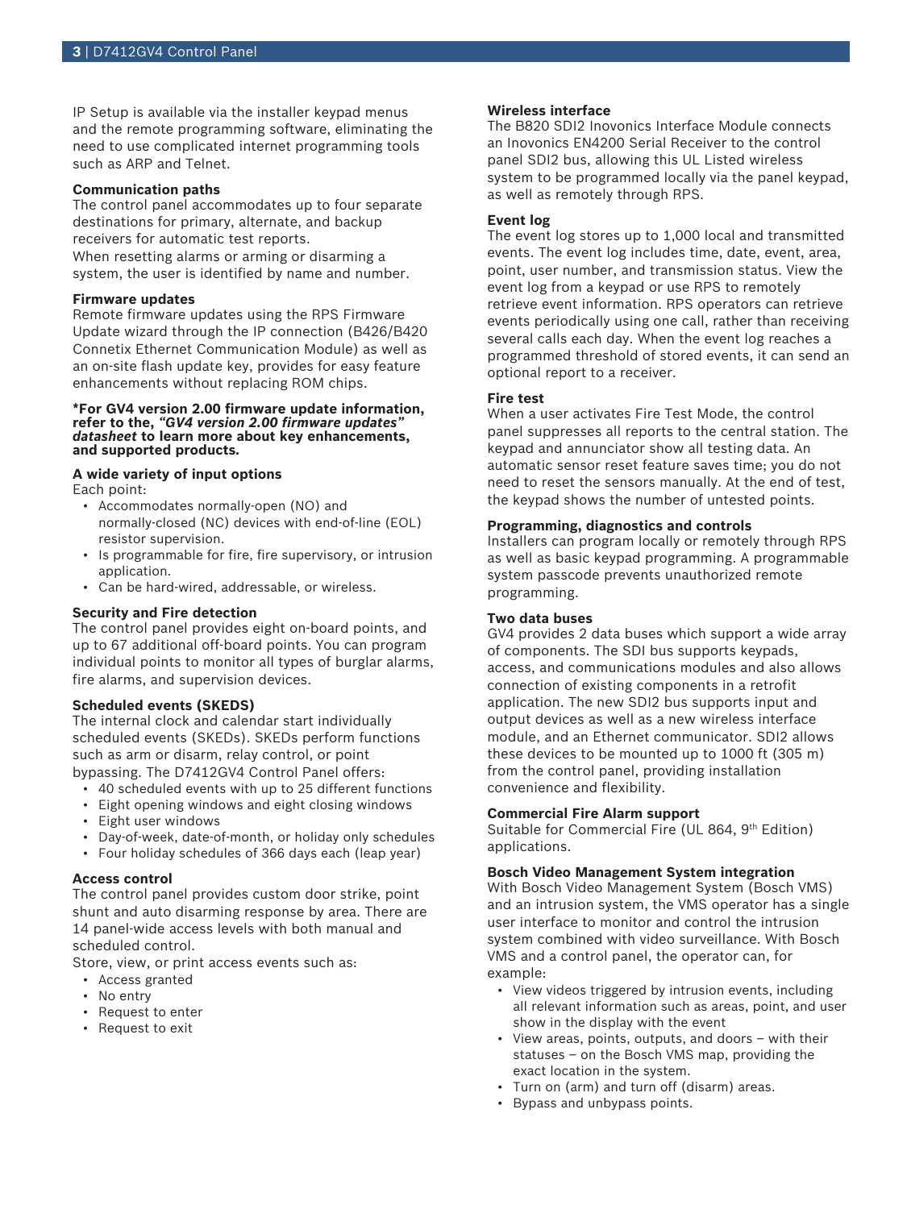IP Setup is available via the installer keypad menus and the remote programming software, eliminating the need to use complicated internet programming tools such as ARP and Telnet.

**Communication paths**

The control panel accommodates up to four separate destinations for primary, alternate, and backup receivers for automatic test reports.

When resetting alarms or arming or disarming a system, the user is identified by name and number.

**Firmware updates**

Remote firmware updates using the RPS Firmware Update wizard through the IP connection (B426/B420 Connetix Ethernet Communication Module) as well as an on-site flash update key, provides for easy feature enhancements without replacing ROM chips.

**\*For GV4 version 2.00 firmware update information, refer to the, *"GV4 version 2.00 firmware updates" datasheet* to learn more about key enhancements, and supported products.**

**A wide variety of input options**

Each point:

- Accommodates normally-open (NO) and normally-closed (NC) devices with end-of-line (EOL) resistor supervision.
- Is programmable for fire, fire supervisory, or intrusion application.
- Can be hard-wired, addressable, or wireless.

**Security and Fire detection**

The control panel provides eight on-board points, and up to 67 additional off-board points. You can program individual points to monitor all types of burglar alarms, fire alarms, and supervision devices.

**Scheduled events (SKEDS)**

The internal clock and calendar start individually scheduled events (SKEDs). SKEDs perform functions such as arm or disarm, relay control, or point bypassing. The D7412GV4 Control Panel offers:

- 40 scheduled events with up to 25 different functions
- Eight opening windows and eight closing windows
- Eight user windows
- Day-of-week, date-of-month, or holiday only schedules
- Four holiday schedules of 366 days each (leap year)

**Access control**

The control panel provides custom door strike, point shunt and auto disarming response by area. There are 14 panel-wide access levels with both manual and scheduled control.

Store, view, or print access events such as:

- Access granted
- No entry
- Request to enter
- Request to exit

**Wireless interface**

The B820 SDI2 Inovonics Interface Module connects an Inovonics EN4200 Serial Receiver to the control panel SDI2 bus, allowing this UL Listed wireless system to be programmed locally via the panel keypad, as well as remotely through RPS.

**Event log**

The event log stores up to 1,000 local and transmitted events. The event log includes time, date, event, area, point, user number, and transmission status. View the event log from a keypad or use RPS to remotely retrieve event information. RPS operators can retrieve events periodically using one call, rather than receiving several calls each day. When the event log reaches a programmed threshold of stored events, it can send an optional report to a receiver.

**Fire test**

When a user activates Fire Test Mode, the control panel suppresses all reports to the central station. The keypad and annunciator show all testing data. An automatic sensor reset feature saves time; you do not need to reset the sensors manually. At the end of test, the keypad shows the number of untested points.

**Programming, diagnostics and controls**

Installers can program locally or remotely through RPS as well as basic keypad programming. A programmable system passcode prevents unauthorized remote programming.

**Two data buses**

GV4 provides 2 data buses which support a wide array of components. The SDI bus supports keypads, access, and communications modules and also allows connection of existing components in a retrofit application. The new SDI2 bus supports input and output devices as well as a new wireless interface module, and an Ethernet communicator. SDI2 allows these devices to be mounted up to 1000 ft (305 m) from the control panel, providing installation convenience and flexibility.

**Commercial Fire Alarm support**

Suitable for Commercial Fire (UL 864, 9th Edition) applications.

**Bosch Video Management System integration**

With Bosch Video Management System (Bosch VMS) and an intrusion system, the VMS operator has a single user interface to monitor and control the intrusion system combined with video surveillance. With Bosch VMS and a control panel, the operator can, for example:

- View videos triggered by intrusion events, including all relevant information such as areas, point, and user show in the display with the event
- View areas, points, outputs, and doors – with their statuses – on the Bosch VMS map, providing the exact location in the system.
- Turn on (arm) and turn off (disarm) areas.
- Bypass and unbypass points.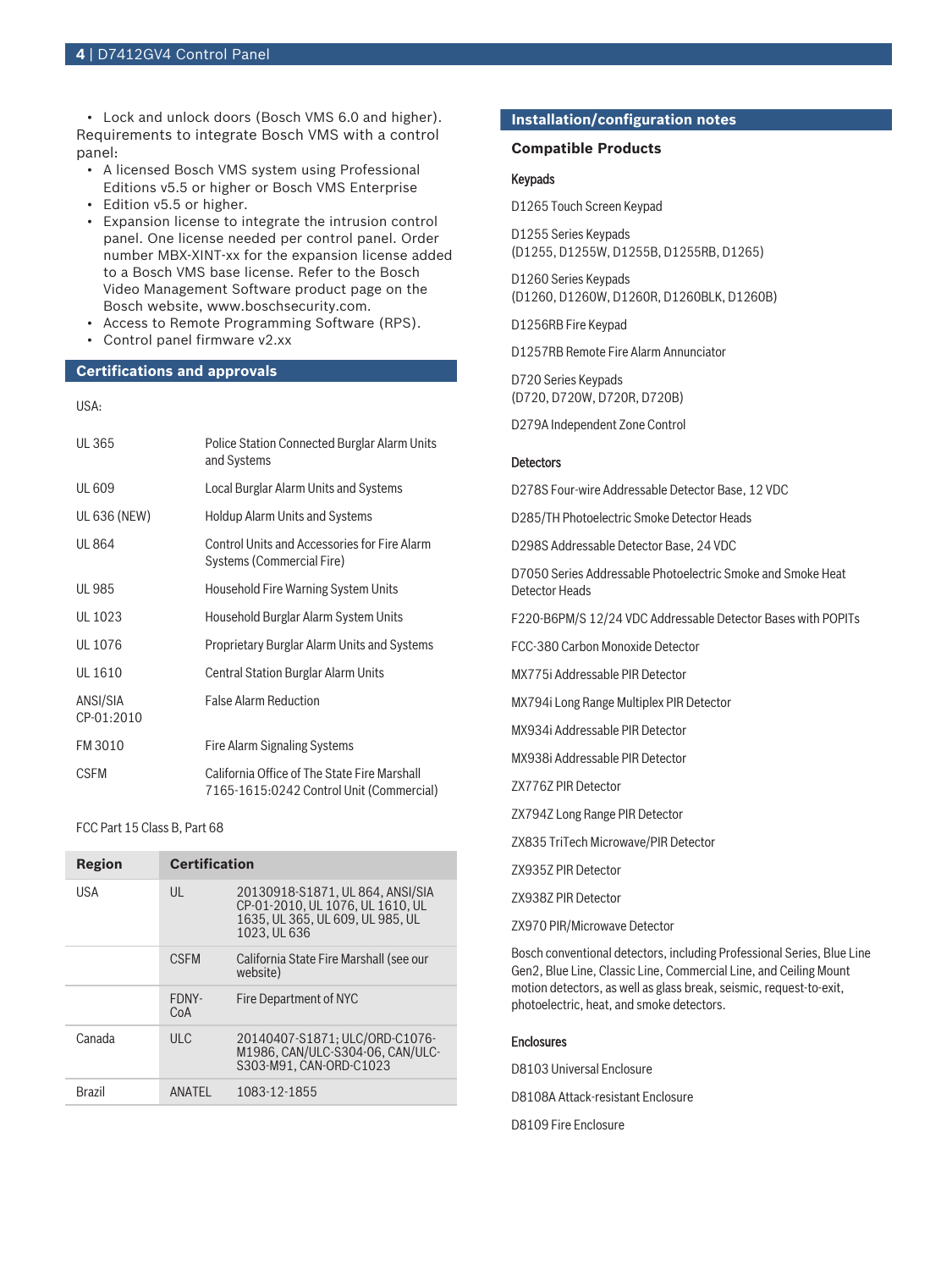- Lock and unlock doors (Bosch VMS 6.0 and higher).

Requirements to integrate Bosch VMS with a control panel:

- A licensed Bosch VMS system using Professional Editions v5.5 or higher or Bosch VMS Enterprise
- Edition v5.5 or higher.
- Expansion license to integrate the intrusion control panel. One license needed per control panel. Order number MBX-XINT-xx for the expansion license added to a Bosch VMS base license. Refer to the Bosch Video Management Software product page on the Bosch website, www.boschsecurity.com.
- Access to Remote Programming Software (RPS).
- Control panel firmware v2.xx

## Certifications and approvals

USA:

| | |
|---|---|
| UL 365 | Police Station Connected Burglar Alarm Units and Systems |
| UL 609 | Local Burglar Alarm Units and Systems |
| UL 636 (NEW) | Holdup Alarm Units and Systems |
| UL 864 | Control Units and Accessories for Fire Alarm Systems (Commercial Fire) |
| UL 985 | Household Fire Warning System Units |
| UL 1023 | Household Burglar Alarm System Units |
| UL 1076 | Proprietary Burglar Alarm Units and Systems |
| UL 1610 | Central Station Burglar Alarm Units |
| ANSI/SIA CP-01:2010 | False Alarm Reduction |
| FM 3010 | Fire Alarm Signaling Systems |
| CSFM | California Office of The State Fire Marshall 7165-1615:0242 Control Unit (Commercial) |

FCC Part 15 Class B, Part 68

| Region | Certification | |
|---|---|---|
| USA | UL | 20130918-S1871, UL 864, ANSI/SIA CP-01-2010, UL 1076, UL 1610, UL 1635, UL 365, UL 609, UL 985, UL 1023, UL 636 |
| | CSFM | California State Fire Marshall (see our website) |
| | FDNY-CoA | Fire Department of NYC |
| Canada | ULC | 20140407-S1871; ULC/ORD-C1076-M1986, CAN/ULC-S304-06, CAN/ULC-S303-M91, CAN-ORD-C1023 |
| Brazil | ANATEL | 1083-12-1855 |

## Installation/configuration notes

### Compatible Products

#### Keypads

D1265 Touch Screen Keypad

D1255 Series Keypads
(D1255, D1255W, D1255B, D1255RB, D1265)

D1260 Series Keypads
(D1260, D1260W, D1260R, D1260BLK, D1260B)

D1256RB Fire Keypad

D1257RB Remote Fire Alarm Annunciator

D720 Series Keypads
(D720, D720W, D720R, D720B)

D279A Independent Zone Control

#### Detectors

D278S Four-wire Addressable Detector Base, 12 VDC

D285/TH Photoelectric Smoke Detector Heads

D298S Addressable Detector Base, 24 VDC

D7050 Series Addressable Photoelectric Smoke and Smoke Heat Detector Heads

F220-B6PM/S 12/24 VDC Addressable Detector Bases with POPITs

FCC-380 Carbon Monoxide Detector

MX775i Addressable PIR Detector

MX794i Long Range Multiplex PIR Detector

MX934i Addressable PIR Detector

MX938i Addressable PIR Detector

ZX776Z PIR Detector

ZX794Z Long Range PIR Detector

ZX835 TriTech Microwave/PIR Detector

ZX935Z PIR Detector

ZX938Z PIR Detector

ZX970 PIR/Microwave Detector

Bosch conventional detectors, including Professional Series, Blue Line Gen2, Blue Line, Classic Line, Commercial Line, and Ceiling Mount motion detectors, as well as glass break, seismic, request-to-exit, photoelectric, heat, and smoke detectors.

#### Enclosures

D8103 Universal Enclosure

D8108A Attack-resistant Enclosure

D8109 Fire Enclosure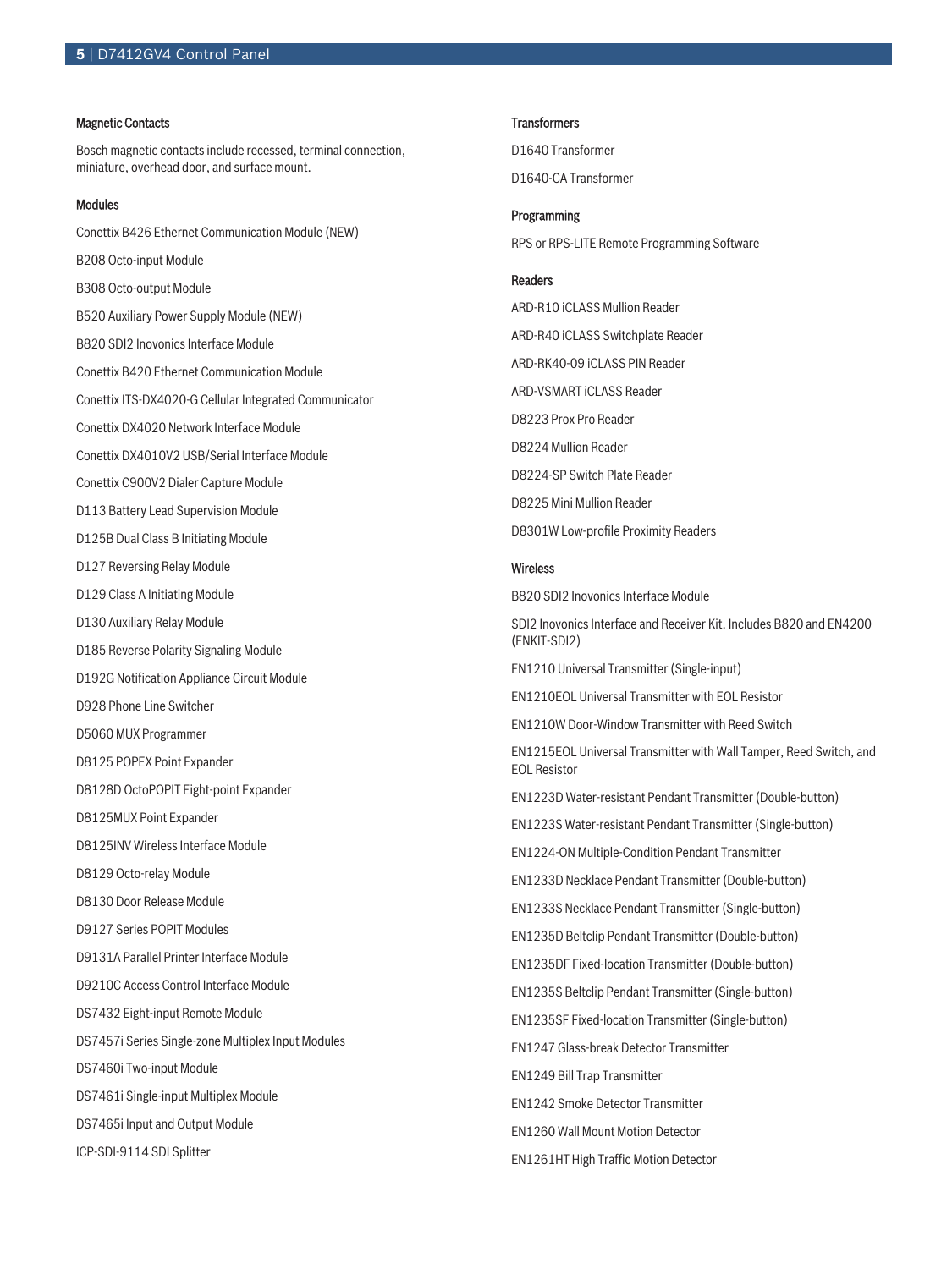### Magnetic Contacts

Bosch magnetic contacts include recessed, terminal connection, miniature, overhead door, and surface mount.

### Modules

Conettix B426 Ethernet Communication Module (NEW)

B208 Octo-input Module

B308 Octo-output Module

B520 Auxiliary Power Supply Module (NEW)

B820 SDI2 Inovonics Interface Module

Conettix B420 Ethernet Communication Module

Conettix ITS-DX4020-G Cellular Integrated Communicator

Conettix DX4020 Network Interface Module

Conettix DX4010V2 USB/Serial Interface Module

Conettix C900V2 Dialer Capture Module

D113 Battery Lead Supervision Module

D125B Dual Class B Initiating Module

D127 Reversing Relay Module

D129 Class A Initiating Module

D130 Auxiliary Relay Module

D185 Reverse Polarity Signaling Module

D192G Notification Appliance Circuit Module

D928 Phone Line Switcher

D5060 MUX Programmer

D8125 POPEX Point Expander

D8128D OctoPOPIT Eight-point Expander

D8125MUX Point Expander

D8125INV Wireless Interface Module

D8129 Octo-relay Module

D8130 Door Release Module

D9127 Series POPIT Modules

D9131A Parallel Printer Interface Module

D9210C Access Control Interface Module

DS7432 Eight-input Remote Module

DS7457i Series Single-zone Multiplex Input Modules

DS7460i Two-input Module

DS7461i Single-input Multiplex Module

DS7465i Input and Output Module

ICP-SDI-9114 SDI Splitter

### Transformers

D1640 Transformer

D1640-CA Transformer

### Programming

RPS or RPS-LITE Remote Programming Software

### Readers

ARD-R10 iCLASS Mullion Reader

ARD-R40 iCLASS Switchplate Reader

ARD-RK40-09 iCLASS PIN Reader

ARD-VSMART iCLASS Reader

D8223 Prox Pro Reader

D8224 Mullion Reader

D8224-SP Switch Plate Reader

D8225 Mini Mullion Reader

D8301W Low-profile Proximity Readers

### Wireless

B820 SDI2 Inovonics Interface Module

SDI2 Inovonics Interface and Receiver Kit. Includes B820 and EN4200 (ENKIT-SDI2)

EN1210 Universal Transmitter (Single-input)

EN1210EOL Universal Transmitter with EOL Resistor

EN1210W Door-Window Transmitter with Reed Switch

EN1215EOL Universal Transmitter with Wall Tamper, Reed Switch, and EOL Resistor

EN1223D Water-resistant Pendant Transmitter (Double-button)

EN1223S Water-resistant Pendant Transmitter (Single-button)

EN1224-ON Multiple-Condition Pendant Transmitter

EN1233D Necklace Pendant Transmitter (Double-button)

EN1233S Necklace Pendant Transmitter (Single-button)

EN1235D Beltclip Pendant Transmitter (Double-button)

EN1235DF Fixed-location Transmitter (Double-button)

EN1235S Beltclip Pendant Transmitter (Single-button)

EN1235SF Fixed-location Transmitter (Single-button)

EN1247 Glass-break Detector Transmitter

EN1249 Bill Trap Transmitter

EN1242 Smoke Detector Transmitter

EN1260 Wall Mount Motion Detector

EN1261HT High Traffic Motion Detector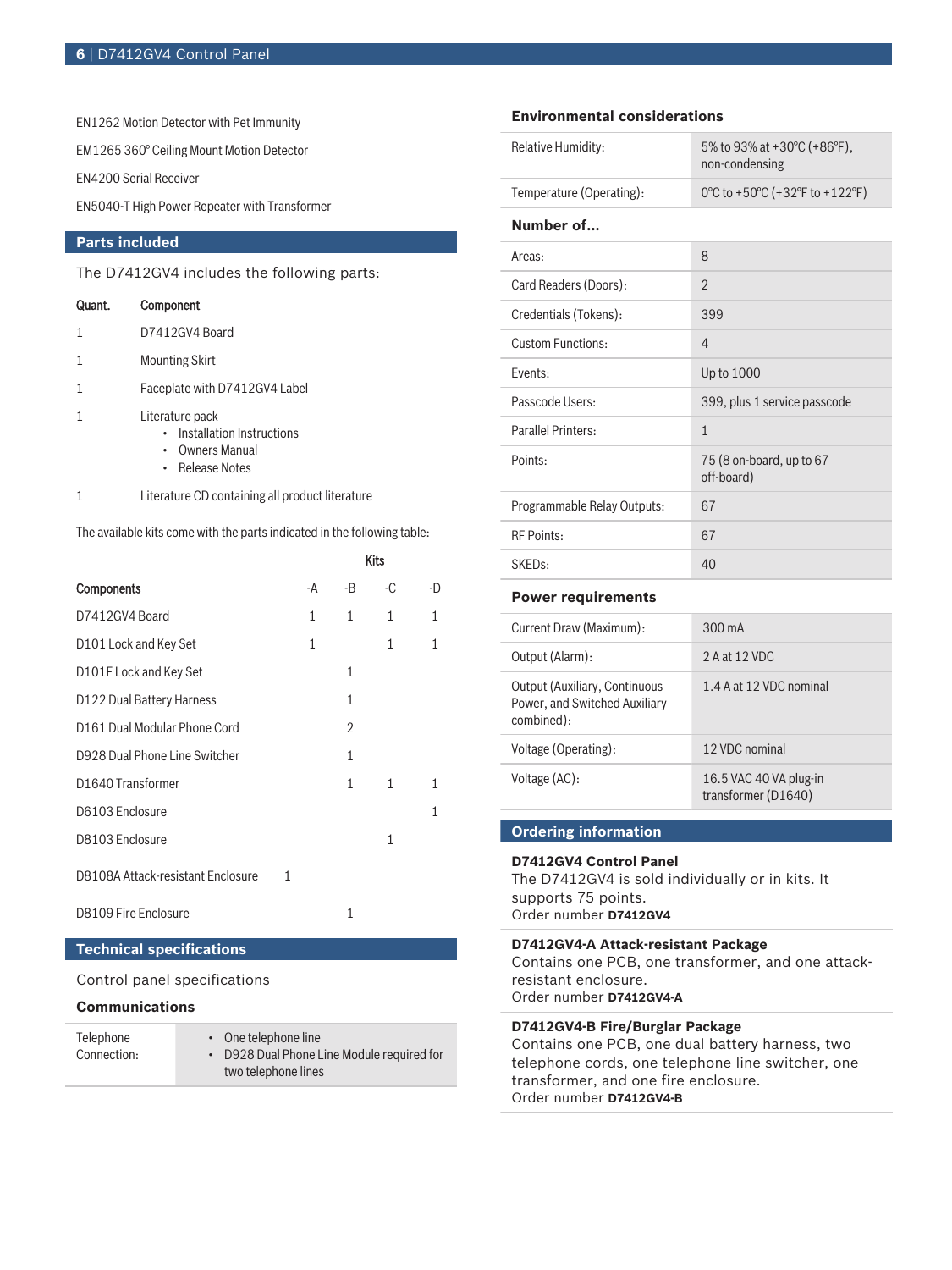EN1262 Motion Detector with Pet Immunity

EM1265 360° Ceiling Mount Motion Detector

EN4200 Serial Receiver

EN5040-T High Power Repeater with Transformer

## Parts included

The D7412GV4 includes the following parts:

| Quant. | Component |
|---|---|
| 1 | D7412GV4 Board |
| 1 | Mounting Skirt |
| 1 | Faceplate with D7412GV4 Label |
| 1 | Literature pack<br>• Installation Instructions<br>• Owners Manual<br>• Release Notes |
| 1 | Literature CD containing all product literature |

The available kits come with the parts indicated in the following table:

| | Kits | | | |
|---|---|---|---|---|
| **Components** | -A | -B | -C | -D |
| D7412GV4 Board | 1 | 1 | 1 | 1 |
| D101 Lock and Key Set | 1 | | 1 | 1 |
| D101F Lock and Key Set | | 1 | | |
| D122 Dual Battery Harness | | 1 | | |
| D161 Dual Modular Phone Cord | | 2 | | |
| D928 Dual Phone Line Switcher | | 1 | | |
| D1640 Transformer | | 1 | 1 | 1 |
| D6103 Enclosure | | | | 1 |
| D8103 Enclosure | | | 1 | |
| D8108A Attack-resistant Enclosure | 1 | | | |
| D8109 Fire Enclosure | | 1 | | |

## Technical specifications

Control panel specifications

### Communications

| | |
|---|---|
| Telephone Connection: | • One telephone line<br>• D928 Dual Phone Line Module required for two telephone lines |

### Environmental considerations

| | |
|---|---|
| Relative Humidity: | 5% to 93% at +30°C (+86°F), non-condensing |
| Temperature (Operating): | 0°C to +50°C (+32°F to +122°F) |

### Number of...

| | |
|---|---|
| Areas: | 8 |
| Card Readers (Doors): | 2 |
| Credentials (Tokens): | 399 |
| Custom Functions: | 4 |
| Events: | Up to 1000 |
| Passcode Users: | 399, plus 1 service passcode |
| Parallel Printers: | 1 |
| Points: | 75 (8 on-board, up to 67 off-board) |
| Programmable Relay Outputs: | 67 |
| RF Points: | 67 |
| SKEDs: | 40 |

### Power requirements

| | |
|---|---|
| Current Draw (Maximum): | 300 mA |
| Output (Alarm): | 2 A at 12 VDC |
| Output (Auxiliary, Continuous Power, and Switched Auxiliary combined): | 1.4 A at 12 VDC nominal |
| Voltage (Operating): | 12 VDC nominal |
| Voltage (AC): | 16.5 VAC 40 VA plug-in transformer (D1640) |

## Ordering information

**D7412GV4 Control Panel**
The D7412GV4 is sold individually or in kits. It supports 75 points.
Order number **D7412GV4**

**D7412GV4-A Attack-resistant Package**
Contains one PCB, one transformer, and one attack-resistant enclosure.
Order number **D7412GV4-A**

**D7412GV4-B Fire/Burglar Package**
Contains one PCB, one dual battery harness, two telephone cords, one telephone line switcher, one transformer, and one fire enclosure.
Order number **D7412GV4-B**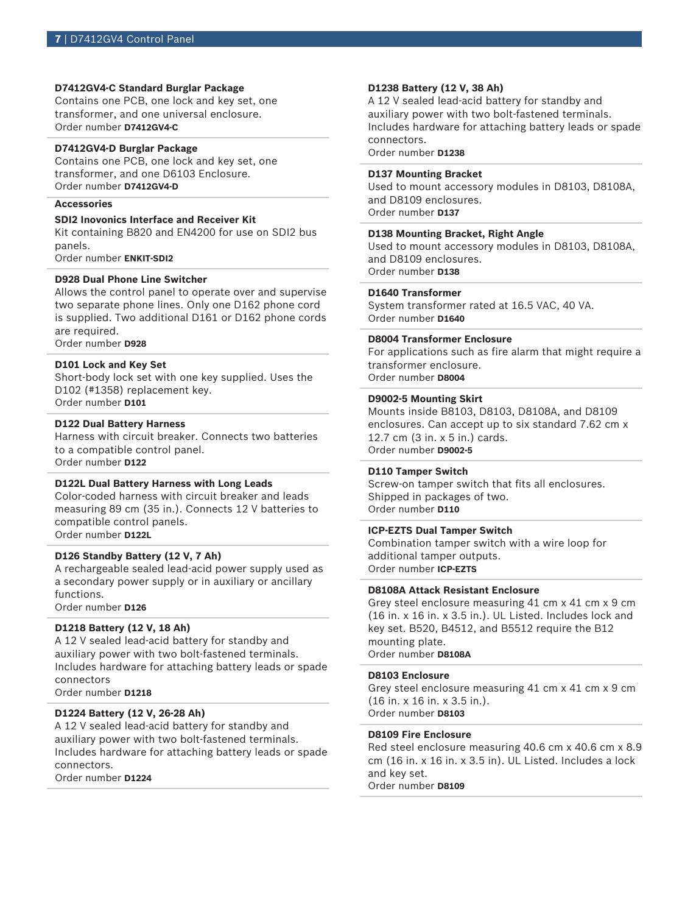### D7412GV4-C Standard Burglar Package

Contains one PCB, one lock and key set, one transformer, and one universal enclosure.
Order number **D7412GV4-C**

### D7412GV4-D Burglar Package

Contains one PCB, one lock and key set, one transformer, and one D6103 Enclosure.
Order number **D7412GV4-D**

## Accessories

### SDI2 Inovonics Interface and Receiver Kit

Kit containing B820 and EN4200 for use on SDI2 bus panels.
Order number **ENKIT-SDI2**

### D928 Dual Phone Line Switcher

Allows the control panel to operate over and supervise two separate phone lines. Only one D162 phone cord is supplied. Two additional D161 or D162 phone cords are required.
Order number **D928**

### D101 Lock and Key Set

Short-body lock set with one key supplied. Uses the D102 (#1358) replacement key.
Order number **D101**

### D122 Dual Battery Harness

Harness with circuit breaker. Connects two batteries to a compatible control panel.
Order number **D122**

### D122L Dual Battery Harness with Long Leads

Color-coded harness with circuit breaker and leads measuring 89 cm (35 in.). Connects 12 V batteries to compatible control panels.
Order number **D122L**

### D126 Standby Battery (12 V, 7 Ah)

A rechargeable sealed lead-acid power supply used as a secondary power supply or in auxiliary or ancillary functions.
Order number **D126**

### D1218 Battery (12 V, 18 Ah)

A 12 V sealed lead-acid battery for standby and auxiliary power with two bolt-fastened terminals. Includes hardware for attaching battery leads or spade connectors
Order number **D1218**

### D1224 Battery (12 V, 26-28 Ah)

A 12 V sealed lead-acid battery for standby and auxiliary power with two bolt-fastened terminals. Includes hardware for attaching battery leads or spade connectors.
Order number **D1224**

### D1238 Battery (12 V, 38 Ah)

A 12 V sealed lead-acid battery for standby and auxiliary power with two bolt-fastened terminals. Includes hardware for attaching battery leads or spade connectors.
Order number **D1238**

### D137 Mounting Bracket

Used to mount accessory modules in D8103, D8108A, and D8109 enclosures.
Order number **D137**

### D138 Mounting Bracket, Right Angle

Used to mount accessory modules in D8103, D8108A, and D8109 enclosures.
Order number **D138**

### D1640 Transformer

System transformer rated at 16.5 VAC, 40 VA.
Order number **D1640**

### D8004 Transformer Enclosure

For applications such as fire alarm that might require a transformer enclosure.
Order number **D8004**

### D9002-5 Mounting Skirt

Mounts inside B8103, D8103, D8108A, and D8109 enclosures. Can accept up to six standard 7.62 cm x 12.7 cm (3 in. x 5 in.) cards.
Order number **D9002-5**

### D110 Tamper Switch

Screw-on tamper switch that fits all enclosures. Shipped in packages of two.
Order number **D110**

### ICP-EZTS Dual Tamper Switch

Combination tamper switch with a wire loop for additional tamper outputs.
Order number **ICP-EZTS**

### D8108A Attack Resistant Enclosure

Grey steel enclosure measuring 41 cm x 41 cm x 9 cm (16 in. x 16 in. x 3.5 in.). UL Listed. Includes lock and key set. B520, B4512, and B5512 require the B12 mounting plate.
Order number **D8108A**

### D8103 Enclosure

Grey steel enclosure measuring 41 cm x 41 cm x 9 cm (16 in. x 16 in. x 3.5 in.).
Order number **D8103**

### D8109 Fire Enclosure

Red steel enclosure measuring 40.6 cm x 40.6 cm x 8.9 cm (16 in. x 16 in. x 3.5 in). UL Listed. Includes a lock and key set.
Order number **D8109**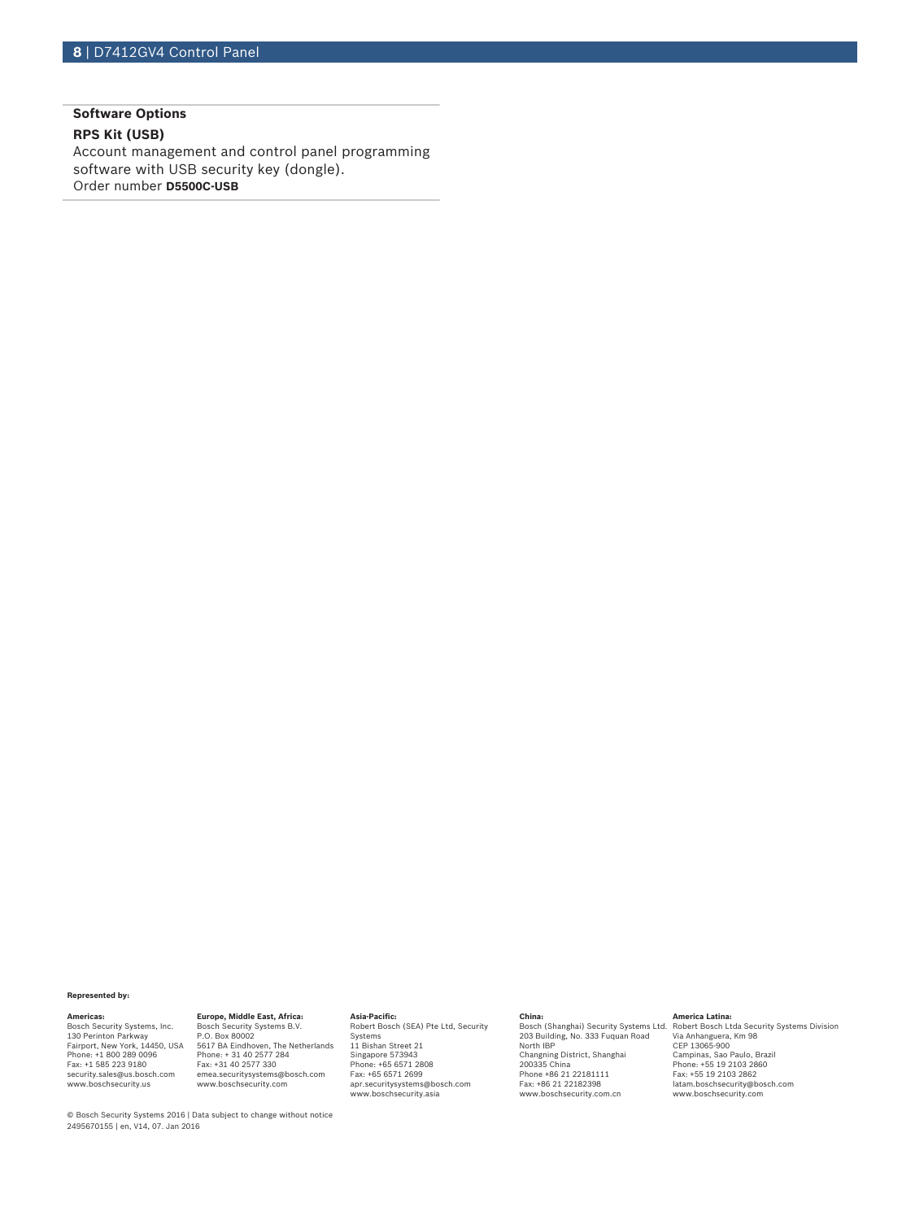### Software Options

**RPS Kit (USB)**

Account management and control panel programming software with USB security key (dongle).
Order number **D5500C-USB**

**Represented by:**

**Americas:**
Bosch Security Systems, Inc.
130 Perinton Parkway
Fairport, New York, 14450, USA
Phone: +1 800 289 0096
Fax: +1 585 223 9180
security.sales@us.bosch.com
www.boschsecurity.us

**Europe, Middle East, Africa:**
Bosch Security Systems B.V.
P.O. Box 80002
5617 BA Eindhoven, The Netherlands
Phone: + 31 40 2577 284
Fax: +31 40 2577 330
emea.securitysystems@bosch.com
www.boschsecurity.com

**Asia-Pacific:**
Robert Bosch (SEA) Pte Ltd, Security Systems
11 Bishan Street 21
Singapore 573943
Phone: +65 6571 2808
Fax: +65 6571 2699
apr.securitysystems@bosch.com
www.boschsecurity.asia

**China:**
Bosch (Shanghai) Security Systems Ltd.
203 Building, No. 333 Fuquan Road
North IBP
Changning District, Shanghai
200335 China
Phone +86 21 22181111
Fax: +86 21 22182398
www.boschsecurity.com.cn

**America Latina:**
Robert Bosch Ltda Security Systems Division
Via Anhanguera, Km 98
CEP 13065-900
Campinas, Sao Paulo, Brazil
Phone: +55 19 2103 2860
Fax: +55 19 2103 2862
latam.boschsecurity@bosch.com
www.boschsecurity.com

© Bosch Security Systems 2016 | Data subject to change without notice
2495670155 | en, V14, 07. Jan 2016